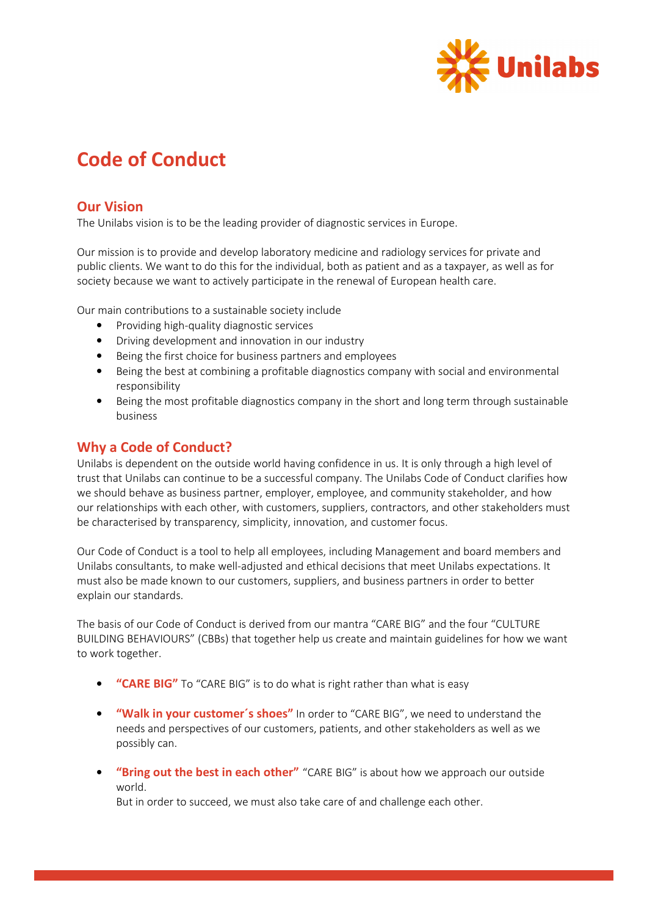# Code of Conduct

## Our Vision

The Unilabs vision is to be the leading provider of diagnostic services in Europe.

Our mission is to provide and develop laboratory medicine and radiology services for private and public clients. We want to do this for the individual, both as patient and as a taxpayer, as well as for society because we want to actively participate in the renewal of European health care.

Our main contributions to a sustainable society include

- Providing high-quality diagnostic services
- Driving development and innovation in our industry
- Being the first choice for business partners and employees
- Being the best at combining a profitable diagnostics company with social and environmental responsibility
- Being the most profitable diagnostics company in the short and long term through sustainable business

## Why a Code of Conduct?

Unilabs is dependent on the outside world having confidence in us. It is only through a high level of trust that Unilabs can continue to be a successful company. The Unilabs Code of Conduct clarifies how we should behave as business partner, employer, employee, and community stakeholder, and how our relationships with each other, with customers, suppliers, contractors, and other stakeholders must be characterised by transparency, simplicity, innovation, and customer focus.

Our Code of Conduct is a tool to help all employees, including Management and board members and Unilabs consultants, to make well-adjusted and ethical decisions that meet Unilabs expectations. It must also be made known to our customers, suppliers, and business partners in order to better explain our standards.

The basis of our Code of Conduct is derived from our mantra "CARE BIG" and the four "CULTURE BUILDING BEHAVIOURS" (CBBs) that together help us create and maintain guidelines for how we want to work together.

- **"CARE BIG"** To "CARE BIG" is to do what is right rather than what is easy
- **"Walk in your customer´s shoes"** In order to "CARE BIG", we need to understand the needs and perspectives of our customers, patients, and other stakeholders as well as we possibly can.
- **"Bring out the best in each other"** "CARE BIG" is about how we approach our outside world.
  But in order to succeed, we must also take care of and challenge each other.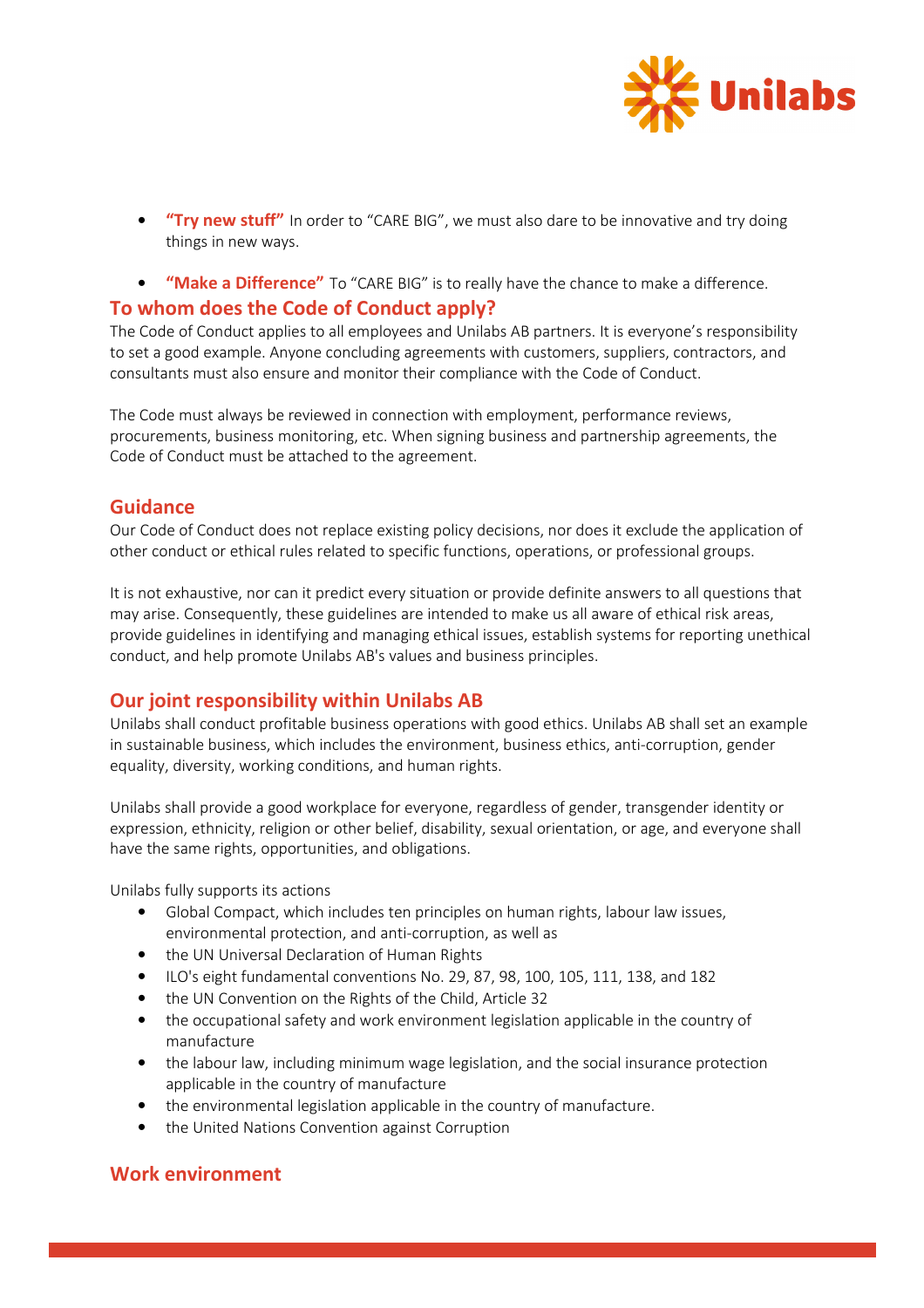- **"Try new stuff"** In order to "CARE BIG", we must also dare to be innovative and try doing things in new ways.
- **"Make a Difference"** To "CARE BIG" is to really have the chance to make a difference.

## To whom does the Code of Conduct apply?

The Code of Conduct applies to all employees and Unilabs AB partners. It is everyone's responsibility to set a good example. Anyone concluding agreements with customers, suppliers, contractors, and consultants must also ensure and monitor their compliance with the Code of Conduct.

The Code must always be reviewed in connection with employment, performance reviews, procurements, business monitoring, etc. When signing business and partnership agreements, the Code of Conduct must be attached to the agreement.

## Guidance

Our Code of Conduct does not replace existing policy decisions, nor does it exclude the application of other conduct or ethical rules related to specific functions, operations, or professional groups.

It is not exhaustive, nor can it predict every situation or provide definite answers to all questions that may arise. Consequently, these guidelines are intended to make us all aware of ethical risk areas, provide guidelines in identifying and managing ethical issues, establish systems for reporting unethical conduct, and help promote Unilabs AB's values and business principles.

## Our joint responsibility within Unilabs AB

Unilabs shall conduct profitable business operations with good ethics. Unilabs AB shall set an example in sustainable business, which includes the environment, business ethics, anti-corruption, gender equality, diversity, working conditions, and human rights.

Unilabs shall provide a good workplace for everyone, regardless of gender, transgender identity or expression, ethnicity, religion or other belief, disability, sexual orientation, or age, and everyone shall have the same rights, opportunities, and obligations.

Unilabs fully supports its actions

- Global Compact, which includes ten principles on human rights, labour law issues, environmental protection, and anti-corruption, as well as
- the UN Universal Declaration of Human Rights
- ILO's eight fundamental conventions No. 29, 87, 98, 100, 105, 111, 138, and 182
- the UN Convention on the Rights of the Child, Article 32
- the occupational safety and work environment legislation applicable in the country of manufacture
- the labour law, including minimum wage legislation, and the social insurance protection applicable in the country of manufacture
- the environmental legislation applicable in the country of manufacture.
- the United Nations Convention against Corruption

## Work environment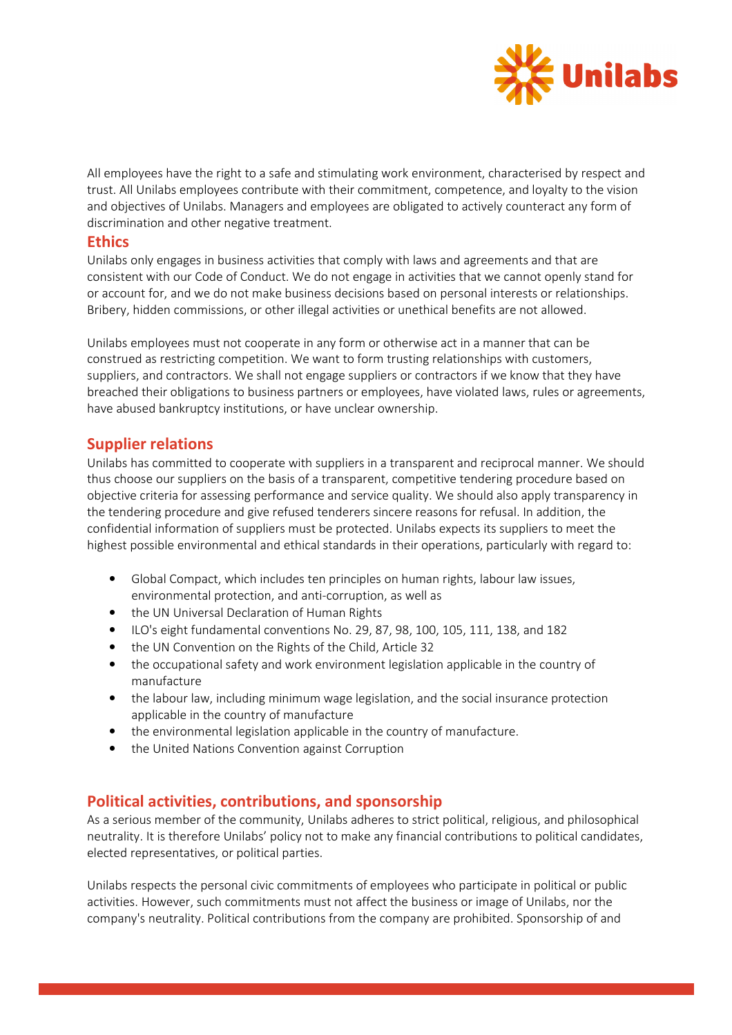All employees have the right to a safe and stimulating work environment, characterised by respect and trust. All Unilabs employees contribute with their commitment, competence, and loyalty to the vision and objectives of Unilabs. Managers and employees are obligated to actively counteract any form of discrimination and other negative treatment.

## Ethics

Unilabs only engages in business activities that comply with laws and agreements and that are consistent with our Code of Conduct. We do not engage in activities that we cannot openly stand for or account for, and we do not make business decisions based on personal interests or relationships. Bribery, hidden commissions, or other illegal activities or unethical benefits are not allowed.

Unilabs employees must not cooperate in any form or otherwise act in a manner that can be construed as restricting competition. We want to form trusting relationships with customers, suppliers, and contractors. We shall not engage suppliers or contractors if we know that they have breached their obligations to business partners or employees, have violated laws, rules or agreements, have abused bankruptcy institutions, or have unclear ownership.

## Supplier relations

Unilabs has committed to cooperate with suppliers in a transparent and reciprocal manner. We should thus choose our suppliers on the basis of a transparent, competitive tendering procedure based on objective criteria for assessing performance and service quality. We should also apply transparency in the tendering procedure and give refused tenderers sincere reasons for refusal. In addition, the confidential information of suppliers must be protected. Unilabs expects its suppliers to meet the highest possible environmental and ethical standards in their operations, particularly with regard to:

- Global Compact, which includes ten principles on human rights, labour law issues, environmental protection, and anti-corruption, as well as
- the UN Universal Declaration of Human Rights
- ILO's eight fundamental conventions No. 29, 87, 98, 100, 105, 111, 138, and 182
- the UN Convention on the Rights of the Child, Article 32
- the occupational safety and work environment legislation applicable in the country of manufacture
- the labour law, including minimum wage legislation, and the social insurance protection applicable in the country of manufacture
- the environmental legislation applicable in the country of manufacture.
- the United Nations Convention against Corruption

## Political activities, contributions, and sponsorship

As a serious member of the community, Unilabs adheres to strict political, religious, and philosophical neutrality. It is therefore Unilabs' policy not to make any financial contributions to political candidates, elected representatives, or political parties.

Unilabs respects the personal civic commitments of employees who participate in political or public activities. However, such commitments must not affect the business or image of Unilabs, nor the company's neutrality. Political contributions from the company are prohibited. Sponsorship of and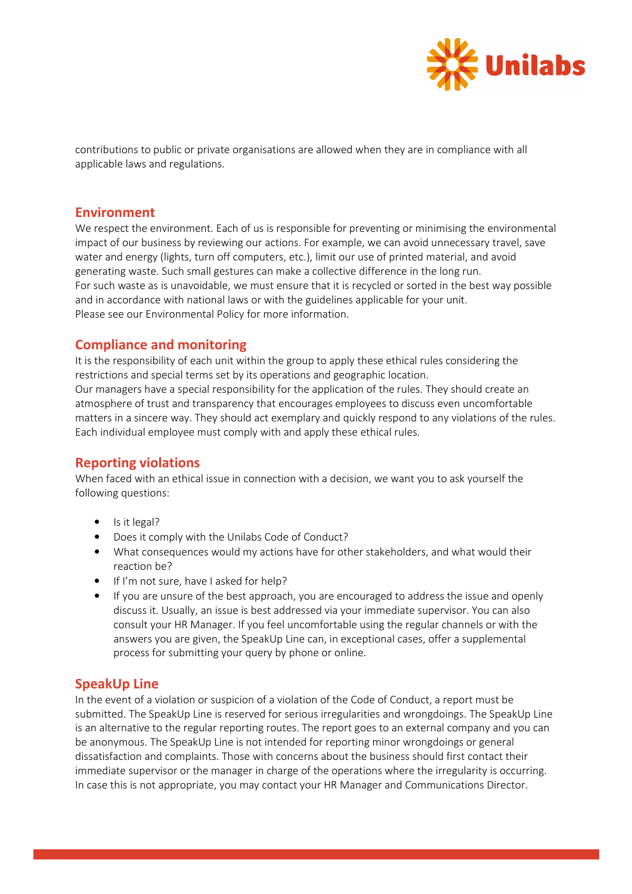contributions to public or private organisations are allowed when they are in compliance with all applicable laws and regulations.

## Environment

We respect the environment. Each of us is responsible for preventing or minimising the environmental impact of our business by reviewing our actions. For example, we can avoid unnecessary travel, save water and energy (lights, turn off computers, etc.), limit our use of printed material, and avoid generating waste. Such small gestures can make a collective difference in the long run.
For such waste as is unavoidable, we must ensure that it is recycled or sorted in the best way possible and in accordance with national laws or with the guidelines applicable for your unit.
Please see our Environmental Policy for more information.

## Compliance and monitoring

It is the responsibility of each unit within the group to apply these ethical rules considering the restrictions and special terms set by its operations and geographic location.
Our managers have a special responsibility for the application of the rules. They should create an atmosphere of trust and transparency that encourages employees to discuss even uncomfortable matters in a sincere way. They should act exemplary and quickly respond to any violations of the rules.
Each individual employee must comply with and apply these ethical rules.

## Reporting violations

When faced with an ethical issue in connection with a decision, we want you to ask yourself the following questions:

- Is it legal?
- Does it comply with the Unilabs Code of Conduct?
- What consequences would my actions have for other stakeholders, and what would their reaction be?
- If I'm not sure, have I asked for help?
- If you are unsure of the best approach, you are encouraged to address the issue and openly discuss it. Usually, an issue is best addressed via your immediate supervisor. You can also consult your HR Manager. If you feel uncomfortable using the regular channels or with the answers you are given, the SpeakUp Line can, in exceptional cases, offer a supplemental process for submitting your query by phone or online.

## SpeakUp Line

In the event of a violation or suspicion of a violation of the Code of Conduct, a report must be submitted. The SpeakUp Line is reserved for serious irregularities and wrongdoings. The SpeakUp Line is an alternative to the regular reporting routes. The report goes to an external company and you can be anonymous. The SpeakUp Line is not intended for reporting minor wrongdoings or general dissatisfaction and complaints. Those with concerns about the business should first contact their immediate supervisor or the manager in charge of the operations where the irregularity is occurring. In case this is not appropriate, you may contact your HR Manager and Communications Director.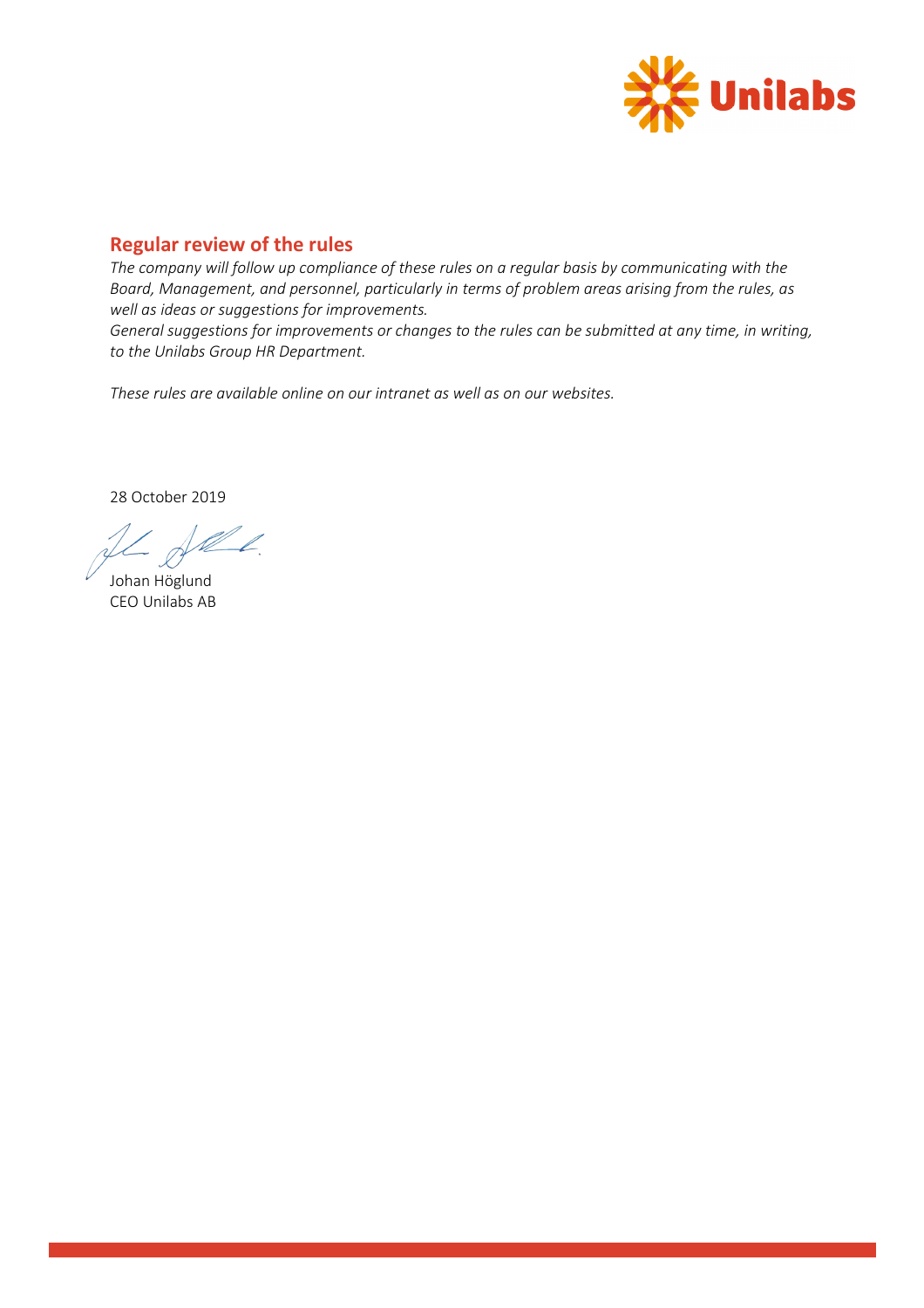## Regular review of the rules

*The company will follow up compliance of these rules on a regular basis by communicating with the Board, Management, and personnel, particularly in terms of problem areas arising from the rules, as well as ideas or suggestions for improvements.*
*General suggestions for improvements or changes to the rules can be submitted at any time, in writing, to the Unilabs Group HR Department.*

*These rules are available online on our intranet as well as on our websites.*

28 October 2019

Johan Höglund
CEO Unilabs AB